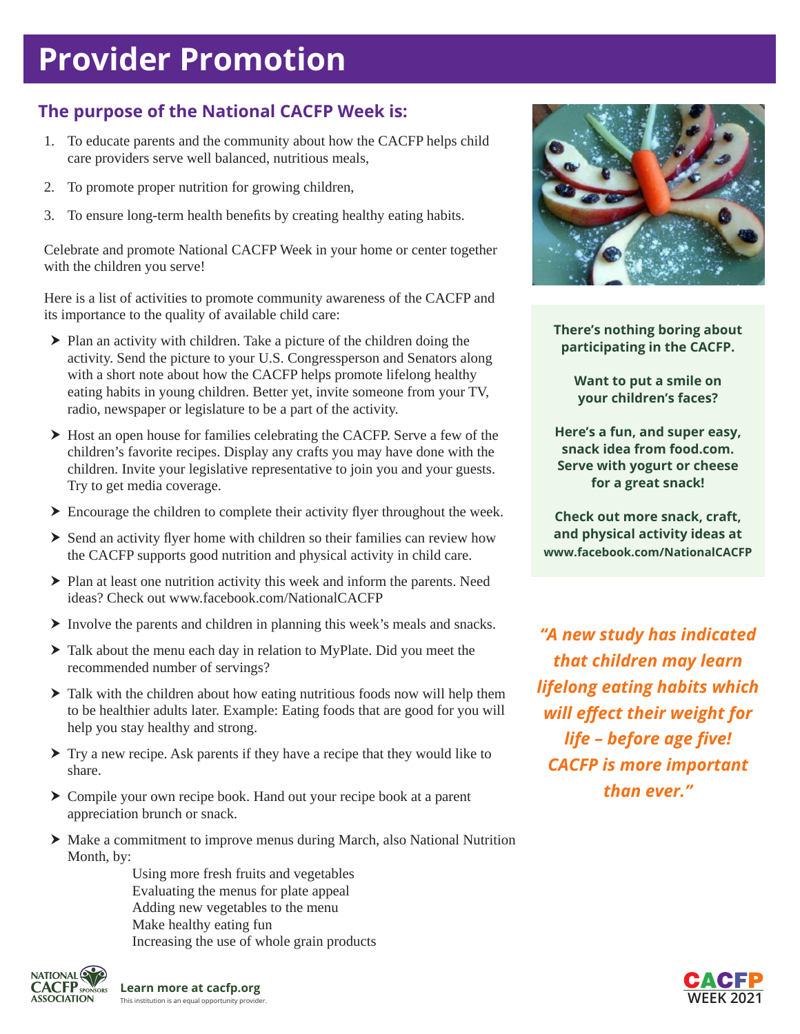# Provider Promotion

## The purpose of the National CACFP Week is:

1. To educate parents and the community about how the CACFP helps child care providers serve well balanced, nutritious meals,
2. To promote proper nutrition for growing children,
3. To ensure long-term health benefits by creating healthy eating habits.

Celebrate and promote National CACFP Week in your home or center together with the children you serve!

Here is a list of activities to promote community awareness of the CACFP and its importance to the quality of available child care:

- Plan an activity with children. Take a picture of the children doing the activity. Send the picture to your U.S. Congressperson and Senators along with a short note about how the CACFP helps promote lifelong healthy eating habits in young children. Better yet, invite someone from your TV, radio, newspaper or legislature to be a part of the activity.
- Host an open house for families celebrating the CACFP. Serve a few of the children's favorite recipes. Display any crafts you may have done with the children. Invite your legislative representative to join you and your guests. Try to get media coverage.
- Encourage the children to complete their activity flyer throughout the week.
- Send an activity flyer home with children so their families can review how the CACFP supports good nutrition and physical activity in child care.
- Plan at least one nutrition activity this week and inform the parents. Need ideas? Check out www.facebook.com/NationalCACFP
- Involve the parents and children in planning this week's meals and snacks.
- Talk about the menu each day in relation to MyPlate. Did you meet the recommended number of servings?
- Talk with the children about how eating nutritious foods now will help them to be healthier adults later. Example: Eating foods that are good for you will help you stay healthy and strong.
- Try a new recipe. Ask parents if they have a recipe that they would like to share.
- Compile your own recipe book. Hand out your recipe book at a parent appreciation brunch or snack.
- Make a commitment to improve menus during March, also National Nutrition Month, by:

  Using more fresh fruits and vegetables
  Evaluating the menus for plate appeal
  Adding new vegetables to the menu
  Make healthy eating fun
  Increasing the use of whole grain products

**There's nothing boring about participating in the CACFP.**

**Want to put a smile on your children's faces?**

**Here's a fun, and super easy, snack idea from food.com. Serve with yogurt or cheese for a great snack!**

**Check out more snack, craft, and physical activity ideas at www.facebook.com/NationalCACFP**

***"A new study has indicated that children may learn lifelong eating habits which will effect their weight for life – before age five! CACFP is more important than ever."***

**Learn more at cacfp.org**
This institution is an equal opportunity provider.

CACFP WEEK 2021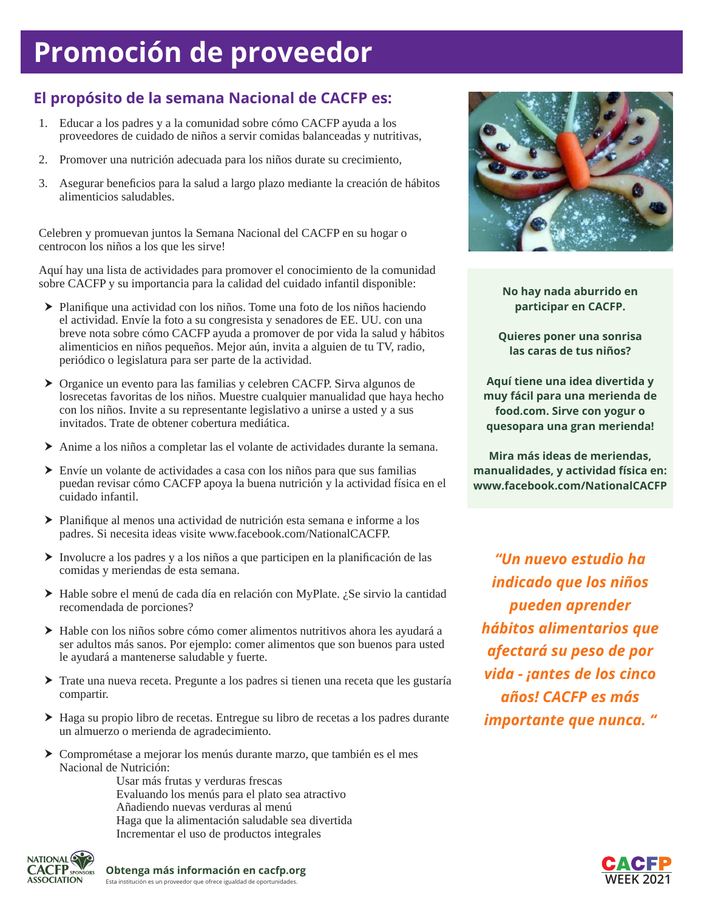# Promoción de proveedor

## El propósito de la semana Nacional de CACFP es:

1. Educar a los padres y a la comunidad sobre cómo CACFP ayuda a los proveedores de cuidado de niños a servir comidas balanceadas y nutritivas,
2. Promover una nutrición adecuada para los niños durate su crecimiento,
3. Asegurar beneficios para la salud a largo plazo mediante la creación de hábitos alimenticios saludables.

Celebren y promuevan juntos la Semana Nacional del CACFP en su hogar o centrocon los niños a los que les sirve!

Aquí hay una lista de actividades para promover el conocimiento de la comunidad sobre CACFP y su importancia para la calidad del cuidado infantil disponible:

- Planifique una actividad con los niños. Tome una foto de los niños haciendo el actividad. Envíe la foto a su congresista y senadores de EE. UU. con una breve nota sobre cómo CACFP ayuda a promover de por vida la salud y hábitos alimenticios en niños pequeños. Mejor aún, invita a alguien de tu TV, radio, periódico o legislatura para ser parte de la actividad.
- Organice un evento para las familias y celebren CACFP. Sirva algunos de losrecetas favoritas de los niños. Muestre cualquier manualidad que haya hecho con los niños. Invite a su representante legislativo a unirse a usted y a sus invitados. Trate de obtener cobertura mediática.
- Anime a los niños a completar las el volante de actividades durante la semana.
- Envíe un volante de actividades a casa con los niños para que sus familias puedan revisar cómo CACFP apoya la buena nutrición y la actividad física en el cuidado infantil.
- Planifique al menos una actividad de nutrición esta semana e informe a los padres. Si necesita ideas visite www.facebook.com/NationalCACFP.
- Involucre a los padres y a los niños a que participen en la planificación de las comidas y meriendas de esta semana.
- Hable sobre el menú de cada día en relación con MyPlate. ¿Se sirvio la cantidad recomendada de porciones?
- Hable con los niños sobre cómo comer alimentos nutritivos ahora les ayudará a ser adultos más sanos. Por ejemplo: comer alimentos que son buenos para usted le ayudará a mantenerse saludable y fuerte.
- Trate una nueva receta. Pregunte a los padres si tienen una receta que les gustaría compartir.
- Haga su propio libro de recetas. Entregue su libro de recetas a los padres durante un almuerzo o merienda de agradecimiento.
- Comprométase a mejorar los menús durante marzo, que también es el mes Nacional de Nutrición:
  - Usar más frutas y verduras frescas
  - Evaluando los menús para el plato sea atractivo
  - Añadiendo nuevas verduras al menú
  - Haga que la alimentación saludable sea divertida
  - Incrementar el uso de productos integrales

**No hay nada aburrido en participar en CACFP.**

**Quieres poner una sonrisa las caras de tus niños?**

**Aquí tiene una idea divertida y muy fácil para una merienda de food.com. Sirve con yogur o quesopara una gran merienda!**

**Mira más ideas de meriendas, manualidades, y actividad física en: www.facebook.com/NationalCACFP**

***"Un nuevo estudio ha indicado que los niños pueden aprender hábitos alimentarios que afectará su peso de por vida - ¡antes de los cinco años! CACFP es más importante que nunca. "***

**Obtenga más información en cacfp.org**

Esta institución es un proveedor que ofrece igualdad de oportunidades.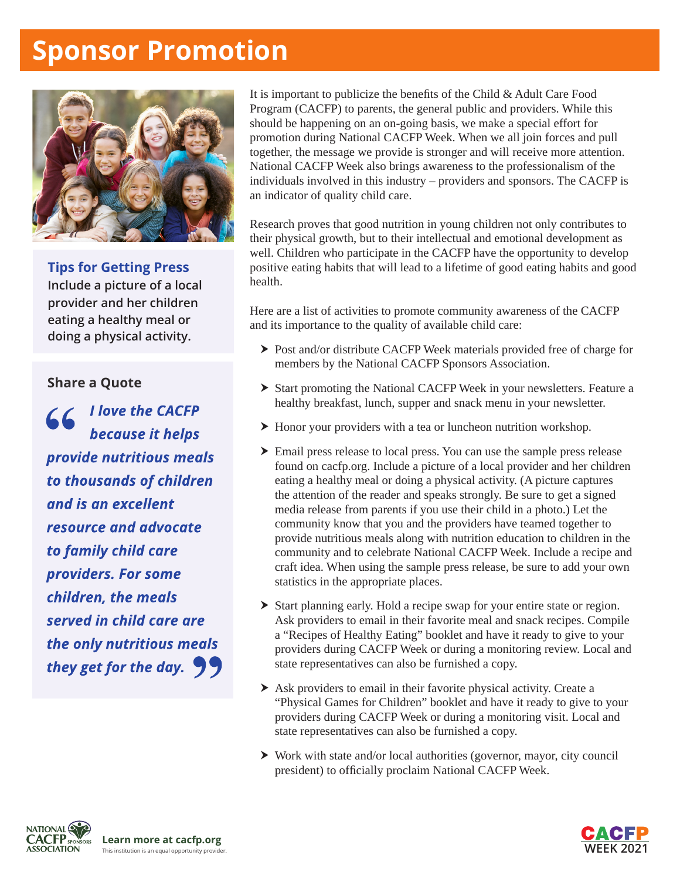# Sponsor Promotion

**Tips for Getting Press**

**Include a picture of a local provider and her children eating a healthy meal or doing a physical activity.**

**Share a Quote**

> ***"I love the CACFP because it helps provide nutritious meals to thousands of children and is an excellent resource and advocate to family child care providers. For some children, the meals served in child care are the only nutritious meals they get for the day."***

It is important to publicize the benefits of the Child & Adult Care Food Program (CACFP) to parents, the general public and providers. While this should be happening on an on-going basis, we make a special effort for promotion during National CACFP Week. When we all join forces and pull together, the message we provide is stronger and will receive more attention. National CACFP Week also brings awareness to the professionalism of the individuals involved in this industry – providers and sponsors. The CACFP is an indicator of quality child care.

Research proves that good nutrition in young children not only contributes to their physical growth, but to their intellectual and emotional development as well. Children who participate in the CACFP have the opportunity to develop positive eating habits that will lead to a lifetime of good eating habits and good health.

Here are a list of activities to promote community awareness of the CACFP and its importance to the quality of available child care:

- Post and/or distribute CACFP Week materials provided free of charge for members by the National CACFP Sponsors Association.
- Start promoting the National CACFP Week in your newsletters. Feature a healthy breakfast, lunch, supper and snack menu in your newsletter.
- Honor your providers with a tea or luncheon nutrition workshop.
- Email press release to local press. You can use the sample press release found on cacfp.org. Include a picture of a local provider and her children eating a healthy meal or doing a physical activity. (A picture captures the attention of the reader and speaks strongly. Be sure to get a signed media release from parents if you use their child in a photo.) Let the community know that you and the providers have teamed together to provide nutritious meals along with nutrition education to children in the community and to celebrate National CACFP Week. Include a recipe and craft idea. When using the sample press release, be sure to add your own statistics in the appropriate places.
- Start planning early. Hold a recipe swap for your entire state or region. Ask providers to email in their favorite meal and snack recipes. Compile a "Recipes of Healthy Eating" booklet and have it ready to give to your providers during CACFP Week or during a monitoring review. Local and state representatives can also be furnished a copy.
- Ask providers to email in their favorite physical activity. Create a "Physical Games for Children" booklet and have it ready to give to your providers during CACFP Week or during a monitoring visit. Local and state representatives can also be furnished a copy.
- Work with state and/or local authorities (governor, mayor, city council president) to officially proclaim National CACFP Week.

NATIONAL CACFP SPONSORS ASSOCIATION

**Learn more at cacfp.org**

This institution is an equal opportunity provider.

CACFP WEEK 2021